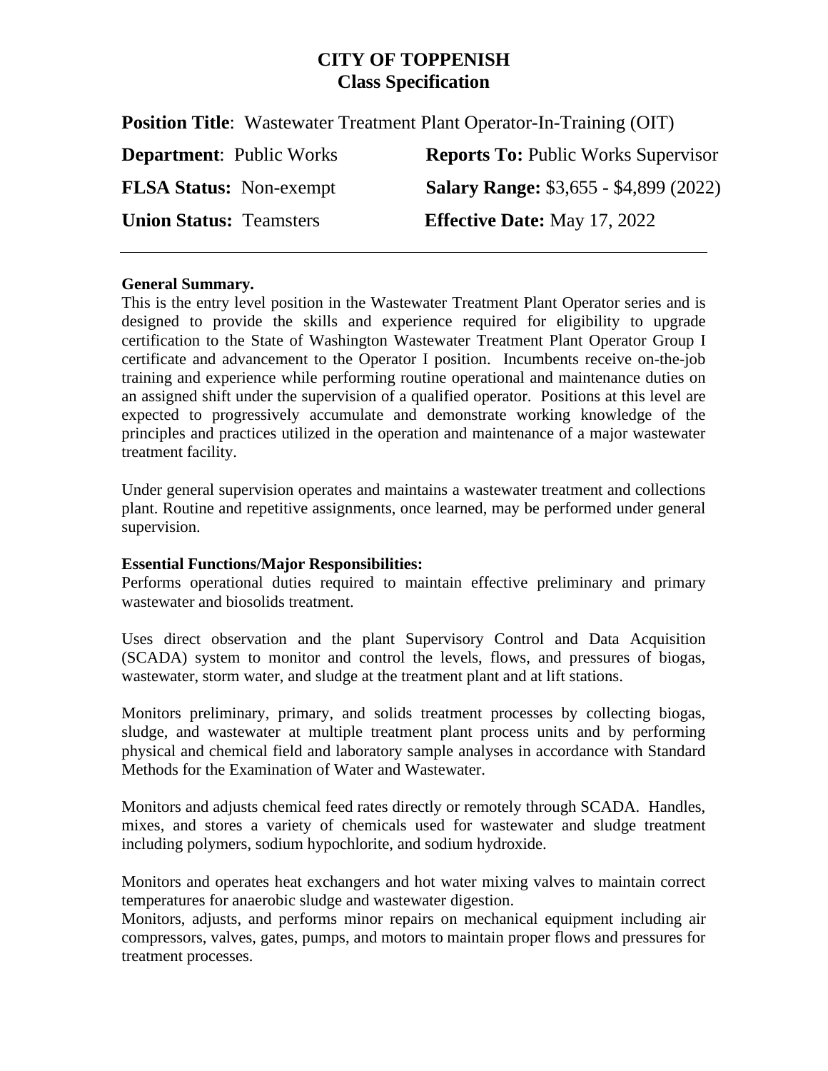# CITY OF TOPPENISH
## Class Specification

**Position Title**: Wastewater Treatment Plant Operator-In-Training (OIT)

**Department**: Public Works — **Reports To:** Public Works Supervisor

**FLSA Status:** Non-exempt — **Salary Range:** $3,655 - $4,899 (2022)

**Union Status:** Teamsters — **Effective Date:** May 17, 2022

---

**General Summary.**

This is the entry level position in the Wastewater Treatment Plant Operator series and is designed to provide the skills and experience required for eligibility to upgrade certification to the State of Washington Wastewater Treatment Plant Operator Group I certificate and advancement to the Operator I position. Incumbents receive on-the-job training and experience while performing routine operational and maintenance duties on an assigned shift under the supervision of a qualified operator. Positions at this level are expected to progressively accumulate and demonstrate working knowledge of the principles and practices utilized in the operation and maintenance of a major wastewater treatment facility.

Under general supervision operates and maintains a wastewater treatment and collections plant. Routine and repetitive assignments, once learned, may be performed under general supervision.

**Essential Functions/Major Responsibilities:**

Performs operational duties required to maintain effective preliminary and primary wastewater and biosolids treatment.

Uses direct observation and the plant Supervisory Control and Data Acquisition (SCADA) system to monitor and control the levels, flows, and pressures of biogas, wastewater, storm water, and sludge at the treatment plant and at lift stations.

Monitors preliminary, primary, and solids treatment processes by collecting biogas, sludge, and wastewater at multiple treatment plant process units and by performing physical and chemical field and laboratory sample analyses in accordance with Standard Methods for the Examination of Water and Wastewater.

Monitors and adjusts chemical feed rates directly or remotely through SCADA. Handles, mixes, and stores a variety of chemicals used for wastewater and sludge treatment including polymers, sodium hypochlorite, and sodium hydroxide.

Monitors and operates heat exchangers and hot water mixing valves to maintain correct temperatures for anaerobic sludge and wastewater digestion.

Monitors, adjusts, and performs minor repairs on mechanical equipment including air compressors, valves, gates, pumps, and motors to maintain proper flows and pressures for treatment processes.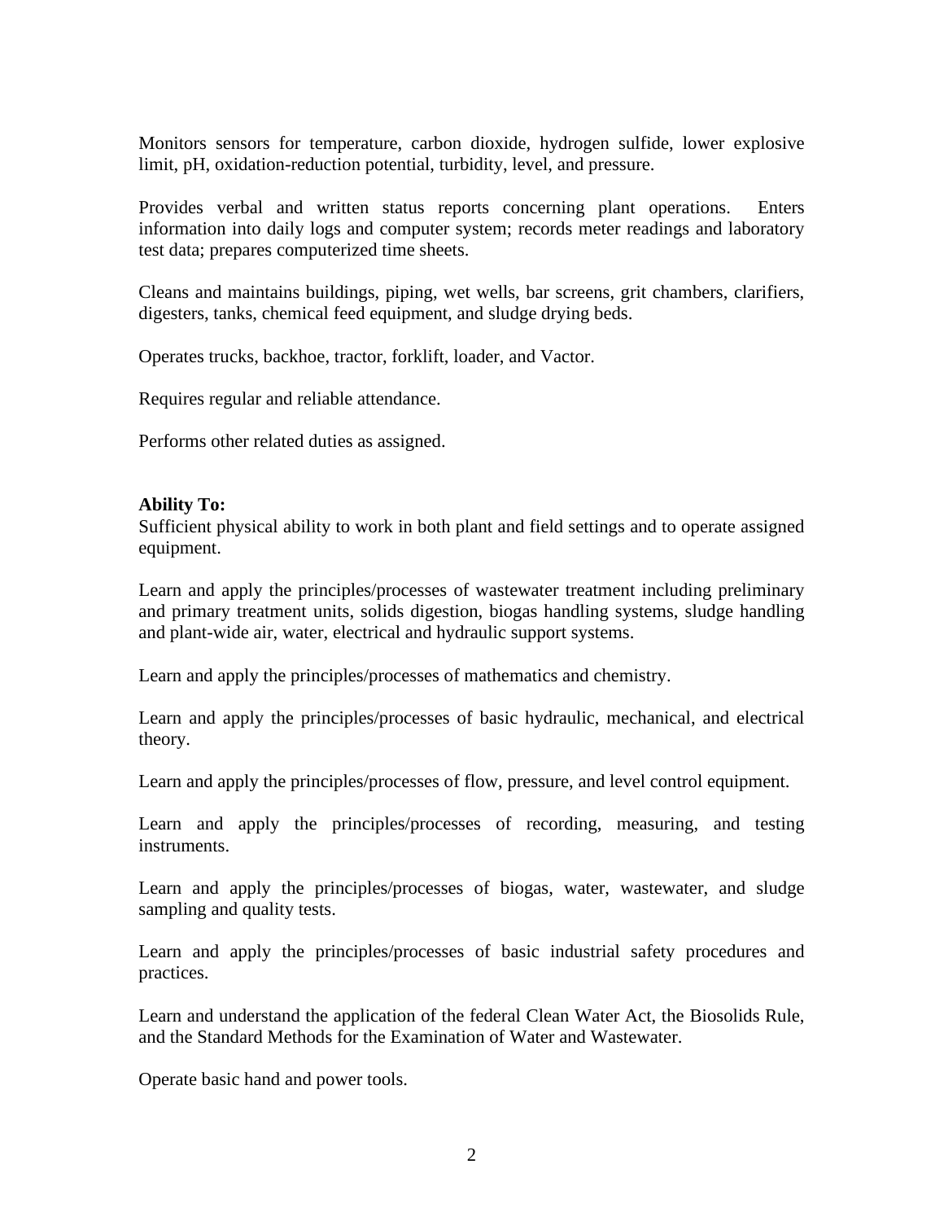Monitors sensors for temperature, carbon dioxide, hydrogen sulfide, lower explosive limit, pH, oxidation-reduction potential, turbidity, level, and pressure.

Provides verbal and written status reports concerning plant operations. Enters information into daily logs and computer system; records meter readings and laboratory test data; prepares computerized time sheets.

Cleans and maintains buildings, piping, wet wells, bar screens, grit chambers, clarifiers, digesters, tanks, chemical feed equipment, and sludge drying beds.

Operates trucks, backhoe, tractor, forklift, loader, and Vactor.

Requires regular and reliable attendance.

Performs other related duties as assigned.

**Ability To:**

Sufficient physical ability to work in both plant and field settings and to operate assigned equipment.

Learn and apply the principles/processes of wastewater treatment including preliminary and primary treatment units, solids digestion, biogas handling systems, sludge handling and plant-wide air, water, electrical and hydraulic support systems.

Learn and apply the principles/processes of mathematics and chemistry.

Learn and apply the principles/processes of basic hydraulic, mechanical, and electrical theory.

Learn and apply the principles/processes of flow, pressure, and level control equipment.

Learn and apply the principles/processes of recording, measuring, and testing instruments.

Learn and apply the principles/processes of biogas, water, wastewater, and sludge sampling and quality tests.

Learn and apply the principles/processes of basic industrial safety procedures and practices.

Learn and understand the application of the federal Clean Water Act, the Biosolids Rule, and the Standard Methods for the Examination of Water and Wastewater.

Operate basic hand and power tools.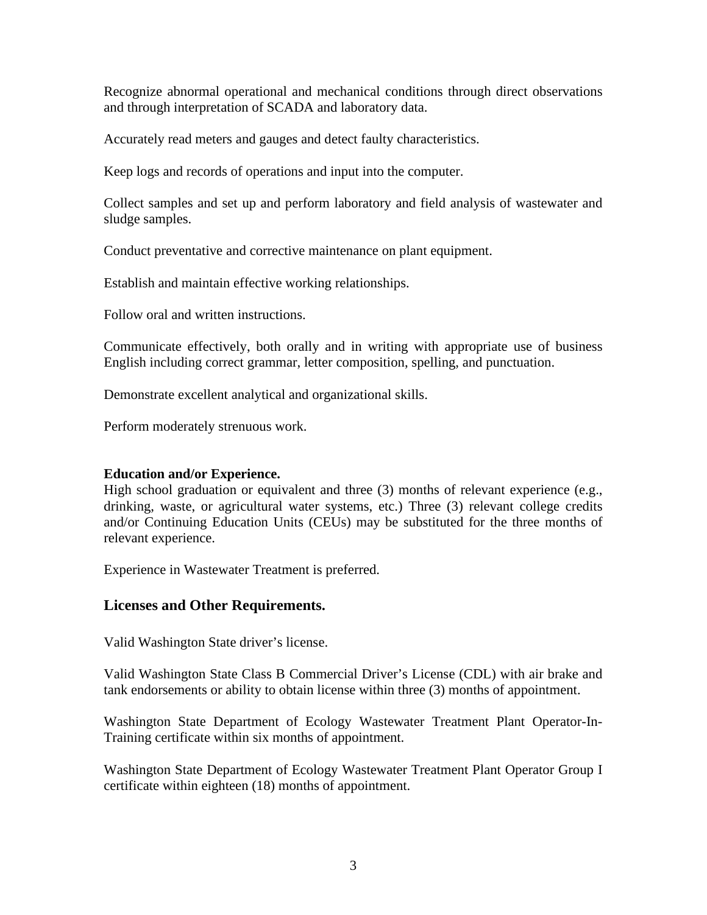Recognize abnormal operational and mechanical conditions through direct observations and through interpretation of SCADA and laboratory data.

Accurately read meters and gauges and detect faulty characteristics.

Keep logs and records of operations and input into the computer.

Collect samples and set up and perform laboratory and field analysis of wastewater and sludge samples.

Conduct preventative and corrective maintenance on plant equipment.

Establish and maintain effective working relationships.

Follow oral and written instructions.

Communicate effectively, both orally and in writing with appropriate use of business English including correct grammar, letter composition, spelling, and punctuation.

Demonstrate excellent analytical and organizational skills.

Perform moderately strenuous work.

**Education and/or Experience.**
High school graduation or equivalent and three (3) months of relevant experience (e.g., drinking, waste, or agricultural water systems, etc.) Three (3) relevant college credits and/or Continuing Education Units (CEUs) may be substituted for the three months of relevant experience.

Experience in Wastewater Treatment is preferred.

## Licenses and Other Requirements.

Valid Washington State driver's license.

Valid Washington State Class B Commercial Driver's License (CDL) with air brake and tank endorsements or ability to obtain license within three (3) months of appointment.

Washington State Department of Ecology Wastewater Treatment Plant Operator-In-Training certificate within six months of appointment.

Washington State Department of Ecology Wastewater Treatment Plant Operator Group I certificate within eighteen (18) months of appointment.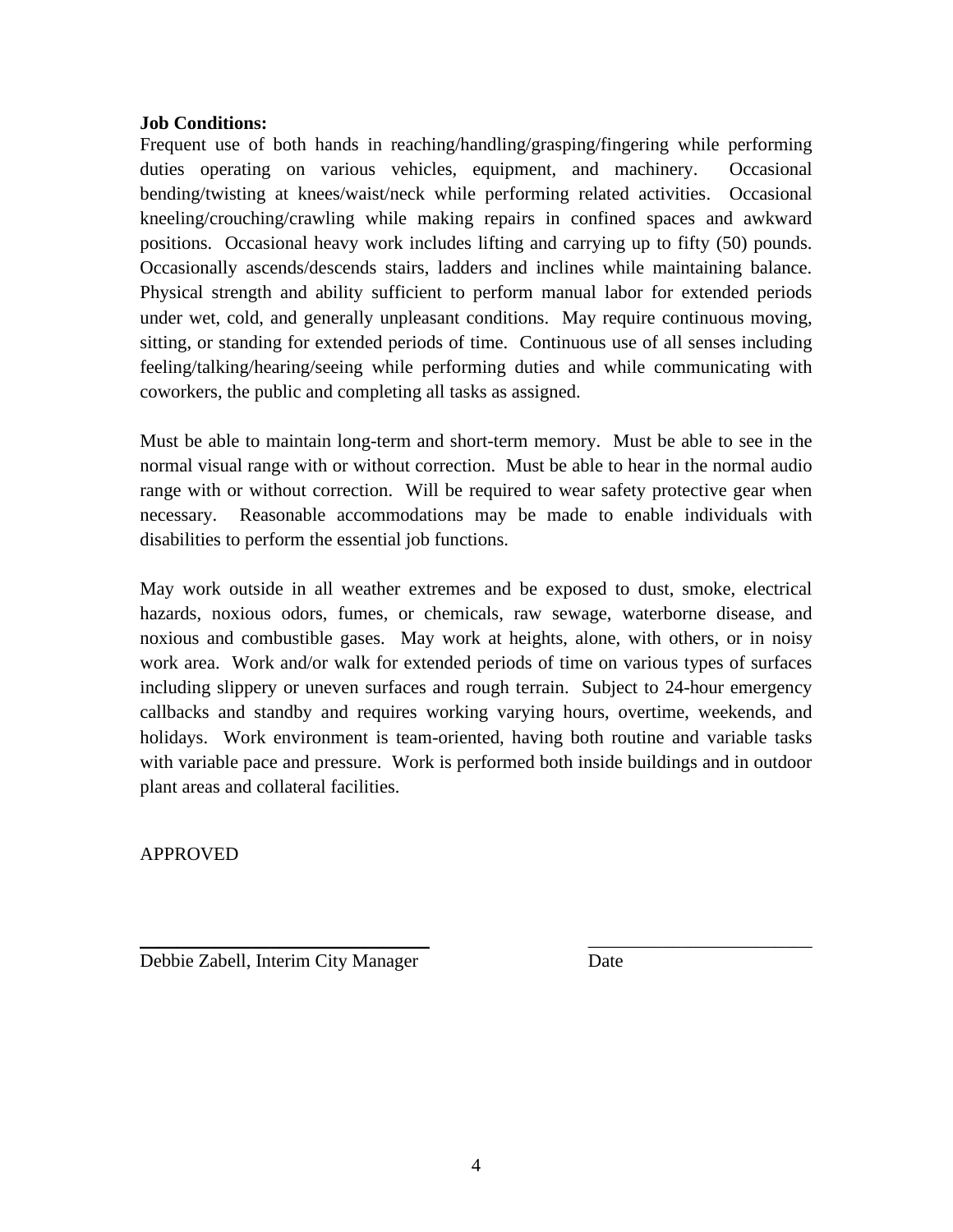**Job Conditions:**

Frequent use of both hands in reaching/handling/grasping/fingering while performing duties operating on various vehicles, equipment, and machinery. Occasional bending/twisting at knees/waist/neck while performing related activities. Occasional kneeling/crouching/crawling while making repairs in confined spaces and awkward positions. Occasional heavy work includes lifting and carrying up to fifty (50) pounds. Occasionally ascends/descends stairs, ladders and inclines while maintaining balance. Physical strength and ability sufficient to perform manual labor for extended periods under wet, cold, and generally unpleasant conditions. May require continuous moving, sitting, or standing for extended periods of time. Continuous use of all senses including feeling/talking/hearing/seeing while performing duties and while communicating with coworkers, the public and completing all tasks as assigned.

Must be able to maintain long-term and short-term memory. Must be able to see in the normal visual range with or without correction. Must be able to hear in the normal audio range with or without correction. Will be required to wear safety protective gear when necessary. Reasonable accommodations may be made to enable individuals with disabilities to perform the essential job functions.

May work outside in all weather extremes and be exposed to dust, smoke, electrical hazards, noxious odors, fumes, or chemicals, raw sewage, waterborne disease, and noxious and combustible gases. May work at heights, alone, with others, or in noisy work area. Work and/or walk for extended periods of time on various types of surfaces including slippery or uneven surfaces and rough terrain. Subject to 24-hour emergency callbacks and standby and requires working varying hours, overtime, weekends, and holidays. Work environment is team-oriented, having both routine and variable tasks with variable pace and pressure. Work is performed both inside buildings and in outdoor plant areas and collateral facilities.

APPROVED

______________________________ ______________________

Debbie Zabell, Interim City Manager Date